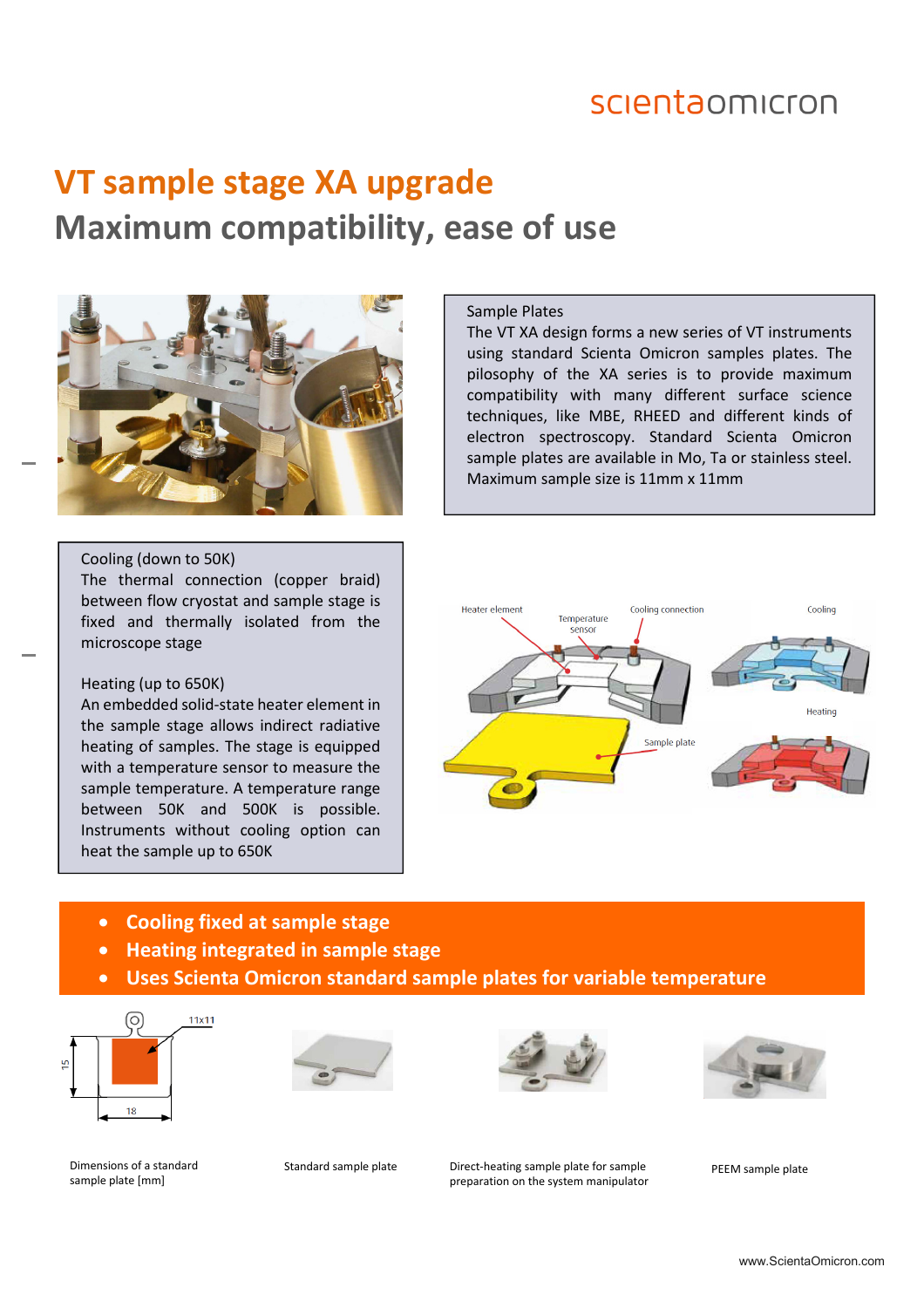# VT sample stage XA upgrade

## Maximum compatibility, ease of use

**Sample Plates**

The VT XA design forms a new series of VT instruments using standard Scienta Omicron samples plates. The pilosophy of the XA series is to provide maximum compatibility with many different surface science techniques, like MBE, RHEED and different kinds of electron spectroscopy. Standard Scienta Omicron sample plates are available in Mo, Ta or stainless steel. Maximum sample size is 11mm x 11mm

**Cooling (down to 50K)**

The thermal connection (copper braid) between flow cryostat and sample stage is fixed and thermally isolated from the microscope stage

**Heating (up to 650K)**

An embedded solid-state heater element in the sample stage allows indirect radiative heating of samples. The stage is equipped with a temperature sensor to measure the sample temperature. A temperature range between 50K and 500K is possible. Instruments without cooling option can heat the sample up to 650K

Heater element, Temperature sensor, Cooling connection, Cooling, Heating, Sample plate

- **Cooling fixed at sample stage**
- **Heating integrated in sample stage**
- **Uses Scienta Omicron standard sample plates for variable temperature**

Dimensions of a standard sample plate [mm]

Standard sample plate

Direct-heating sample plate for sample preparation on the system manipulator

PEEM sample plate

www.ScientaOmicron.com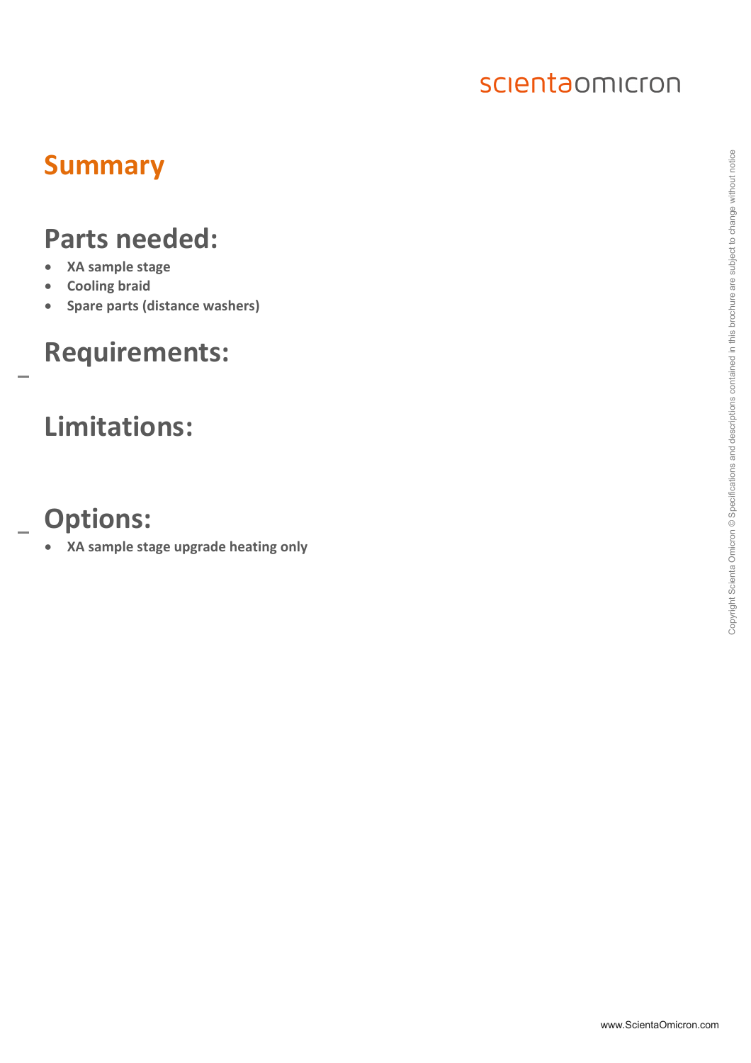# Summary

## Parts needed:

- **XA sample stage**
- **Cooling braid**
- **Spare parts (distance washers)**

## Requirements:

## Limitations:

## Options:

- **XA sample stage upgrade heating only**